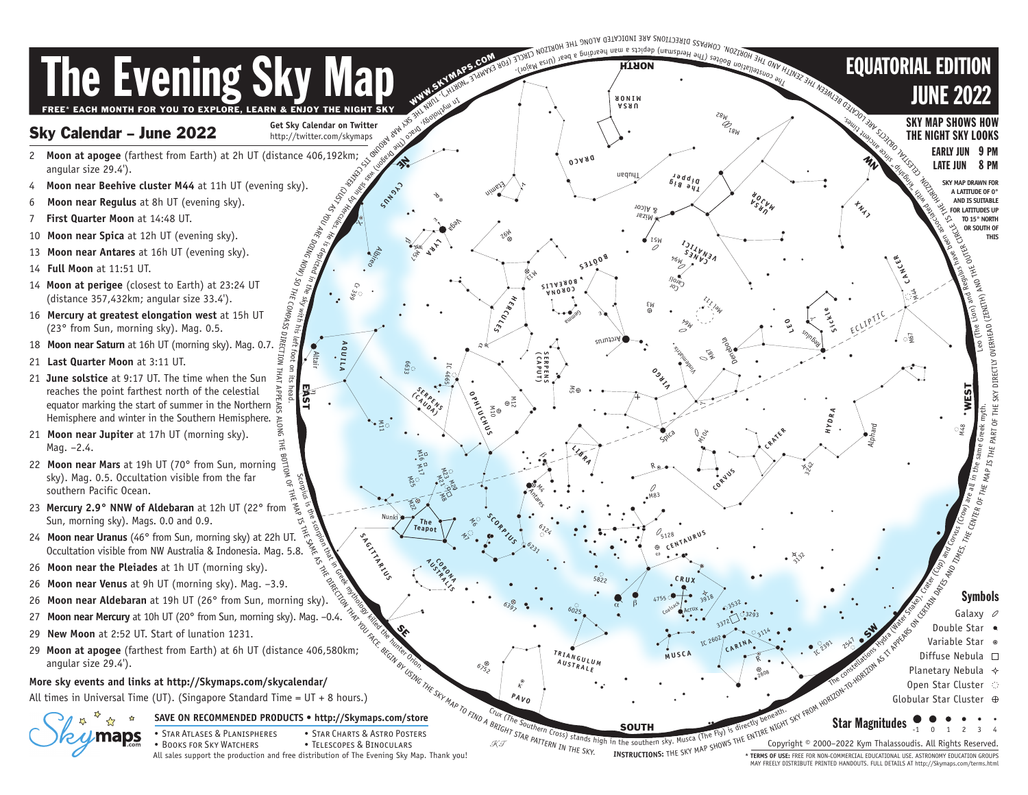# The Evening Sky Map

FREE* EACH MONTH FOR YOU TO EXPLORE, LEARN & ENJOY THE NIGHT SKY

**EQUATORIAL EDITION**
**JUNE 2022**

## Sky Calendar – June 2022

Get Sky Calendar on Twitter http://twitter.com/skymaps

- 2 **Moon at apogee** (farthest from Earth) at 2h UT (distance 406,192km; angular size 29.4').
- 4 **Moon near Beehive cluster M44** at 11h UT (evening sky).
- 6 **Moon near Regulus** at 8h UT (evening sky).
- 7 **First Quarter Moon** at 14:48 UT.
- 10 **Moon near Spica** at 12h UT (evening sky).
- 13 **Moon near Antares** at 16h UT (evening sky).
- 14 **Full Moon** at 11:51 UT.
- 14 **Moon at perigee** (closest to Earth) at 23:24 UT (distance 357,432km; angular size 33.4').
- 16 **Mercury at greatest elongation west** at 15h UT (23° from Sun, morning sky). Mag. 0.5.
- 18 **Moon near Saturn** at 16h UT (morning sky). Mag. 0.7.
- 21 **Last Quarter Moon** at 3:11 UT.
- 21 **June solstice** at 9:17 UT. The time when the Sun reaches the point farthest north of the celestial equator marking the start of summer in the Northern Hemisphere and winter in the Southern Hemisphere.
- 21 **Moon near Jupiter** at 17h UT (morning sky). Mag. −2.4.
- 22 **Moon near Mars** at 19h UT (70° from Sun, morning sky). Mag. 0.5. Occultation visible from the far southern Pacific Ocean.
- 23 **Mercury 2.9° NNW of Aldebaran** at 12h UT (22° from Sun, morning sky). Mags. 0.0 and 0.9.
- 24 **Moon near Uranus** (46° from Sun, morning sky) at 22h UT. Occultation visible from NW Australia & Indonesia. Mag. 5.8.
- 26 **Moon near the Pleiades** at 1h UT (morning sky).
- 26 **Moon near Venus** at 9h UT (morning sky). Mag. −3.9.
- 26 **Moon near Aldebaran** at 19h UT (26° from Sun, morning sky).
- 27 **Moon near Mercury** at 10h UT (20° from Sun, morning sky). Mag. −0.4.
- 29 **New Moon** at 2:52 UT. Start of lunation 1231.
- 29 **Moon at apogee** (farthest from Earth) at 6h UT (distance 406,580km; angular size 29.4').

**More sky events and links at http://Skymaps.com/skycalendar/**

All times in Universal Time (UT). (Singapore Standard Time = UT + 8 hours.)

**SAVE ON RECOMMENDED PRODUCTS • http://Skymaps.com/store**

- Star Atlases & Planispheres
- Books for Sky Watchers
- Star Charts & Astro Posters
- Telescopes & Binoculars

All sales support the production and free distribution of The Evening Sky Map. Thank you!

**SKY MAP SHOWS HOW THE NIGHT SKY LOOKS**
EARLY JUN 9 PM
LATE JUN 8 PM

SKY MAP DRAWN FOR A LATITUDE OF 0° AND IS SUITABLE FOR LATITUDES UP TO 15° NORTH OR SOUTH OF THIS

WWW.SKYMAPS.COM

The constellation Bootes (The Herdsman) depicts a man herding a bear (Ursa Major).

In mythology, Draco (The Dragon) was slain by Hercules. He is depicted in the sky with his left foot on its head.

Leo (The Lion) and Regulus have been associated with kingship since ancient times.

Scorpius is the scorpion that in Greek mythology killed the hunter Orion.

Crux (The Southern Cross) stands high in the southern sky. Musca (The Fly) is directly beneath.

The constellations Hydra (Water Snake), Crater (Cup) and Corvus (Crow) are all in the same Greek myth.

**INSTRUCTIONS:** THE SKY MAP SHOWS THE ENTIRE NIGHT SKY FROM HORIZON-TO-HORIZON AS IT APPEARS ON CERTAIN DATES AND TIMES. THE CENTER OF THE MAP IS THE PART OF THE SKY DIRECTLY OVERHEAD (ZENITH) AND THE OUTER CIRCLE IS THE HORIZON. CELESTIAL OBJECTS ARE LOCATED BETWEEN THE ZENITH AND THE HORIZON. COMPASS DIRECTIONS ARE INDICATED ALONG THE HORIZON CIRCLE (FOR EXAMPLE "NORTH"). TURN THE SKY MAP AROUND ITS CENTER (JUST AS YOU ARE DOING NOW) SO THE COMPASS DIRECTION THAT APPEARS ALONG THE BOTTOM OF THE MAP IS THE SAME AS THE DIRECTION THAT YOU FACE. BEGIN BY USING THE SKY MAP TO FIND A BRIGHT STAR PATTERN IN THE SKY.

### Symbols

- Galaxy
- Double Star
- Variable Star
- Diffuse Nebula
- Planetary Nebula
- Open Star Cluster
- Globular Star Cluster

**Star Magnitudes** -1 0 1 2 3 4

Copyright © 2000–2022 Kym Thalassoudis. All Rights Reserved.

\* **TERMS OF USE:** FREE FOR NON-COMMERCIAL EDUCATIONAL USE. ASTRONOMY EDUCATION GROUPS MAY FREELY DISTRIBUTE PRINTED HANDOUTS. FULL DETAILS AT http://Skymaps.com/terms.html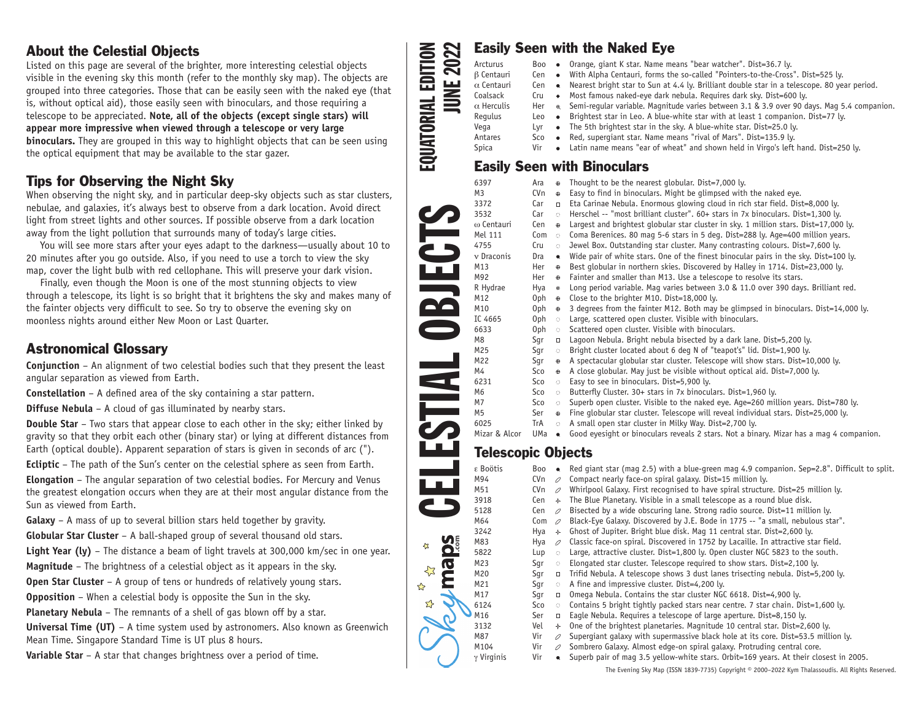## About the Celestial Objects

Listed on this page are several of the brighter, more interesting celestial objects visible in the evening sky this month (refer to the monthly sky map). The objects are grouped into three categories. Those that can be easily seen with the naked eye (that is, without optical aid), those easily seen with binoculars, and those requiring a telescope to be appreciated. **Note, all of the objects (except single stars) will appear more impressive when viewed through a telescope or very large binoculars.** They are grouped in this way to highlight objects that can be seen using the optical equipment that may be available to the star gazer.

## Tips for Observing the Night Sky

When observing the night sky, and in particular deep-sky objects such as star clusters, nebulae, and galaxies, it's always best to observe from a dark location. Avoid direct light from street lights and other sources. If possible observe from a dark location away from the light pollution that surrounds many of today's large cities.

You will see more stars after your eyes adapt to the darkness—usually about 10 to 20 minutes after you go outside. Also, if you need to use a torch to view the sky map, cover the light bulb with red cellophane. This will preserve your dark vision.

Finally, even though the Moon is one of the most stunning objects to view through a telescope, its light is so bright that it brightens the sky and makes many of the fainter objects very difficult to see. So try to observe the evening sky on moonless nights around either New Moon or Last Quarter.

## Astronomical Glossary

**Conjunction** – An alignment of two celestial bodies such that they present the least angular separation as viewed from Earth.

**Constellation** – A defined area of the sky containing a star pattern.

**Diffuse Nebula** – A cloud of gas illuminated by nearby stars.

**Double Star** – Two stars that appear close to each other in the sky; either linked by gravity so that they orbit each other (binary star) or lying at different distances from Earth (optical double). Apparent separation of stars is given in seconds of arc (").

**Ecliptic** – The path of the Sun's center on the celestial sphere as seen from Earth.

**Elongation** – The angular separation of two celestial bodies. For Mercury and Venus the greatest elongation occurs when they are at their most angular distance from the Sun as viewed from Earth.

**Galaxy** – A mass of up to several billion stars held together by gravity.

**Globular Star Cluster** – A ball-shaped group of several thousand old stars.

**Light Year (ly)** – The distance a beam of light travels at 300,000 km/sec in one year.

**Magnitude** – The brightness of a celestial object as it appears in the sky.

**Open Star Cluster** – A group of tens or hundreds of relatively young stars.

**Opposition** – When a celestial body is opposite the Sun in the sky.

**Planetary Nebula** – The remnants of a shell of gas blown off by a star.

**Universal Time (UT)** – A time system used by astronomers. Also known as Greenwich Mean Time. Singapore Standard Time is UT plus 8 hours.

**Variable Star** – A star that changes brightness over a period of time.

# CELESTIAL OBJECTS

EQUATORIAL EDITION JUNE 2022

## Easily Seen with the Naked Eye

| | | |
|---|---|---|
| Arcturus | Boo | Orange, giant K star. Name means "bear watcher". Dist=36.7 ly. |
| β Centauri | Cen | With Alpha Centauri, forms the so-called "Pointers-to-the-Cross". Dist=525 ly. |
| α Centauri | Cen | Nearest bright star to Sun at 4.4 ly. Brilliant double star in a telescope. 80 year period. |
| Coalsack | Cru | Most famous naked-eye dark nebula. Requires dark sky. Dist=600 ly. |
| α Herculis | Her | Semi-regular variable. Magnitude varies between 3.1 & 3.9 over 90 days. Mag 5.4 companion. |
| Regulus | Leo | Brightest star in Leo. A blue-white star with at least 1 companion. Dist=77 ly. |
| Vega | Lyr | The 5th brightest star in the sky. A blue-white star. Dist=25.0 ly. |
| Antares | Sco | Red, supergiant star. Name means "rival of Mars". Dist=135.9 ly. |
| Spica | Vir | Latin name means "ear of wheat" and shown held in Virgo's left hand. Dist=250 ly. |

## Easily Seen with Binoculars

| | | |
|---|---|---|
| 6397 | Ara | Thought to be the nearest globular. Dist=7,000 ly. |
| M3 | CVn | Easy to find in binoculars. Might be glimpsed with the naked eye. |
| 3372 | Car | Eta Carinae Nebula. Enormous glowing cloud in rich star field. Dist=8,000 ly. |
| 3532 | Car | Herschel -- "most brilliant cluster". 60+ stars in 7x binoculars. Dist=1,300 ly. |
| ω Centauri | Cen | Largest and brightest globular star cluster in sky. 1 million stars. Dist=17,000 ly. |
| Mel 111 | Com | Coma Berenices. 80 mag 5-6 stars in 5 deg. Dist=288 ly. Age=400 million years. |
| 4755 | Cru | Jewel Box. Outstanding star cluster. Many contrasting colours. Dist=7,600 ly. |
| ν Draconis | Dra | Wide pair of white stars. One of the finest binocular pairs in the sky. Dist=100 ly. |
| M13 | Her | Best globular in northern skies. Discovered by Halley in 1714. Dist=23,000 ly. |
| M92 | Her | Fainter and smaller than M13. Use a telescope to resolve its stars. |
| R Hydrae | Hya | Long period variable. Mag varies between 3.0 & 11.0 over 390 days. Brilliant red. |
| M12 | Oph | Close to the brighter M10. Dist=18,000 ly. |
| M10 | Oph | 3 degrees from the fainter M12. Both may be glimpsed in binoculars. Dist=14,000 ly. |
| IC 4665 | Oph | Large, scattered open cluster. Visible with binoculars. |
| 6633 | Oph | Scattered open cluster. Visible with binoculars. |
| M8 | Sgr | Lagoon Nebula. Bright nebula bisected by a dark lane. Dist=5,200 ly. |
| M25 | Sgr | Bright cluster located about 6 deg N of "teapot's" lid. Dist=1,900 ly. |
| M22 | Sgr | A spectacular globular star cluster. Telescope will show stars. Dist=10,000 ly. |
| M4 | Sco | A close globular. May just be visible without optical aid. Dist=7,000 ly. |
| 6231 | Sco | Easy to see in binoculars. Dist=5,900 ly. |
| M6 | Sco | Butterfly Cluster. 30+ stars in 7x binoculars. Dist=1,960 ly. |
| M7 | Sco | Superb open cluster. Visible to the naked eye. Age=260 million years. Dist=780 ly. |
| M5 | Ser | Fine globular star cluster. Telescope will reveal individual stars. Dist=25,000 ly. |
| 6025 | TrA | A small open star cluster in Milky Way. Dist=2,700 ly. |
| Mizar & Alcor | UMa | Good eyesight or binoculars reveals 2 stars. Not a binary. Mizar has a mag 4 companion. |

## Telescopic Objects

| | | |
|---|---|---|
| ε Boötis | Boo | Red giant star (mag 2.5) with a blue-green mag 4.9 companion. Sep=2.8". Difficult to split. |
| M94 | CVn | Compact nearly face-on spiral galaxy. Dist=15 million ly. |
| M51 | CVn | Whirlpool Galaxy. First recognised to have spiral structure. Dist=25 million ly. |
| 3918 | Cen | The Blue Planetary. Visible in a small telescope as a round blue disk. |
| 5128 | Cen | Bisected by a wide obscuring lane. Strong radio source. Dist=11 million ly. |
| M64 | Com | Black-Eye Galaxy. Discovered by J.E. Bode in 1775 -- "a small, nebulous star". |
| 3242 | Hya | Ghost of Jupiter. Bright blue disk. Mag 11 central star. Dist=2,600 ly. |
| M83 | Hya | Classic face-on spiral. Discovered in 1752 by Lacaille. In attractive star field. |
| 5822 | Lup | Large, attractive cluster. Dist=1,800 ly. Open cluster NGC 5823 to the south. |
| M23 | Sgr | Elongated star cluster. Telescope required to show stars. Dist=2,100 ly. |
| M20 | Sgr | Trifid Nebula. A telescope shows 3 dust lanes trisecting nebula. Dist=5,200 ly. |
| M21 | Sgr | A fine and impressive cluster. Dist=4,200 ly. |
| M17 | Sgr | Omega Nebula. Contains the star cluster NGC 6618. Dist=4,900 ly. |
| 6124 | Sco | Contains 5 bright tightly packed stars near centre. 7 star chain. Dist=1,600 ly. |
| M16 | Ser | Eagle Nebula. Requires a telescope of large aperture. Dist=8,150 ly. |
| 3132 | Vel | One of the brightest planetaries. Magnitude 10 central star. Dist=2,600 ly. |
| M87 | Vir | Supergiant galaxy with supermassive black hole at its core. Dist=53.5 million ly. |
| M104 | Vir | Sombrero Galaxy. Almost edge-on spiral galaxy. Protruding central core. |
| γ Virginis | Vir | Superb pair of mag 3.5 yellow-white stars. Orbit=169 years. At their closest in 2005. |

The Evening Sky Map (ISSN 1839-7735) Copyright © 2000–2022 Kym Thalassoudis. All Rights Reserved.